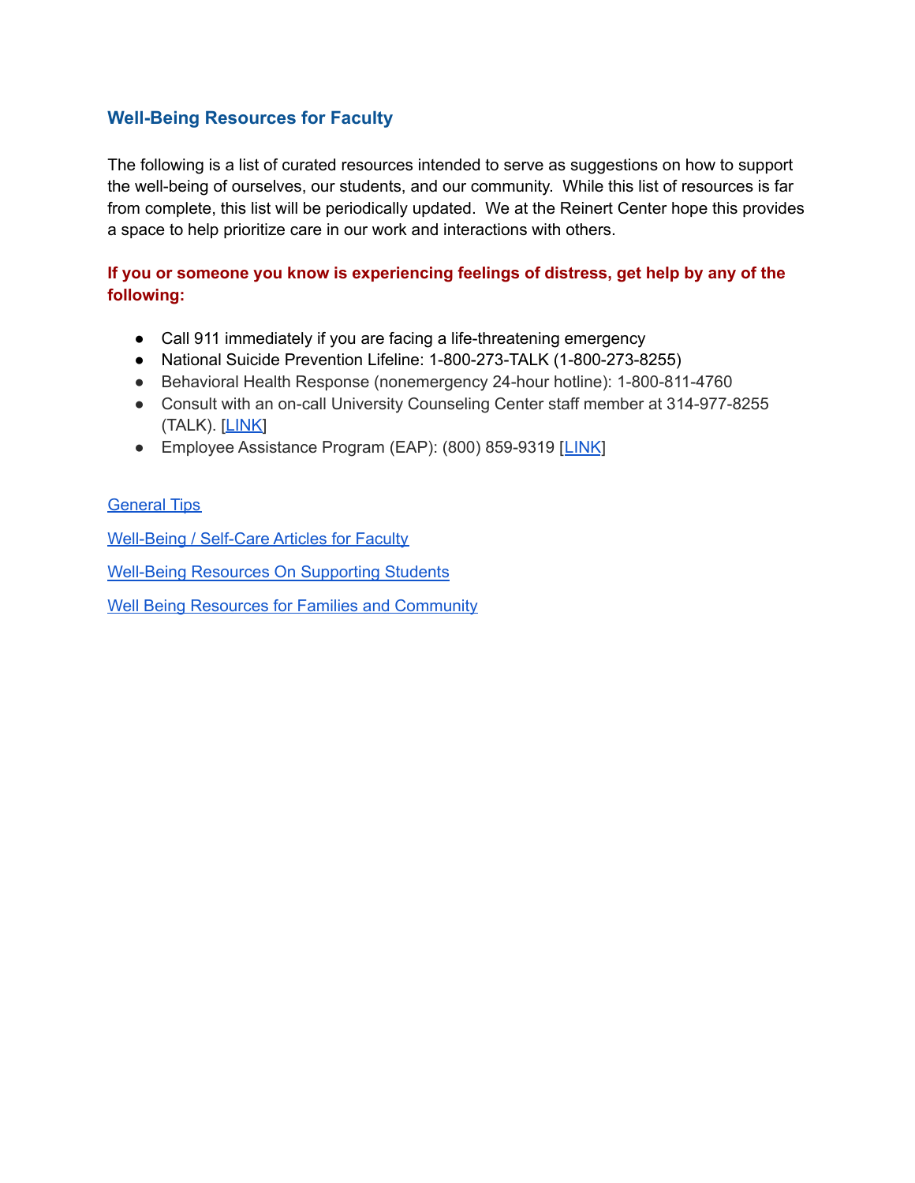## Well-Being Resources for Faculty

The following is a list of curated resources intended to serve as suggestions on how to support the well-being of ourselves, our students, and our community. While this list of resources is far from complete, this list will be periodically updated. We at the Reinert Center hope this provides a space to help prioritize care in our work and interactions with others.

**If you or someone you know is experiencing feelings of distress, get help by any of the following:**

- Call 911 immediately if you are facing a life-threatening emergency
- National Suicide Prevention Lifeline: 1-800-273-TALK (1-800-273-8255)
- Behavioral Health Response (nonemergency 24-hour hotline): 1-800-811-4760
- Consult with an on-call University Counseling Center staff member at 314-977-8255 (TALK). [LINK]
- Employee Assistance Program (EAP): (800) 859-9319 [LINK]

General Tips

Well-Being / Self-Care Articles for Faculty

Well-Being Resources On Supporting Students

Well Being Resources for Families and Community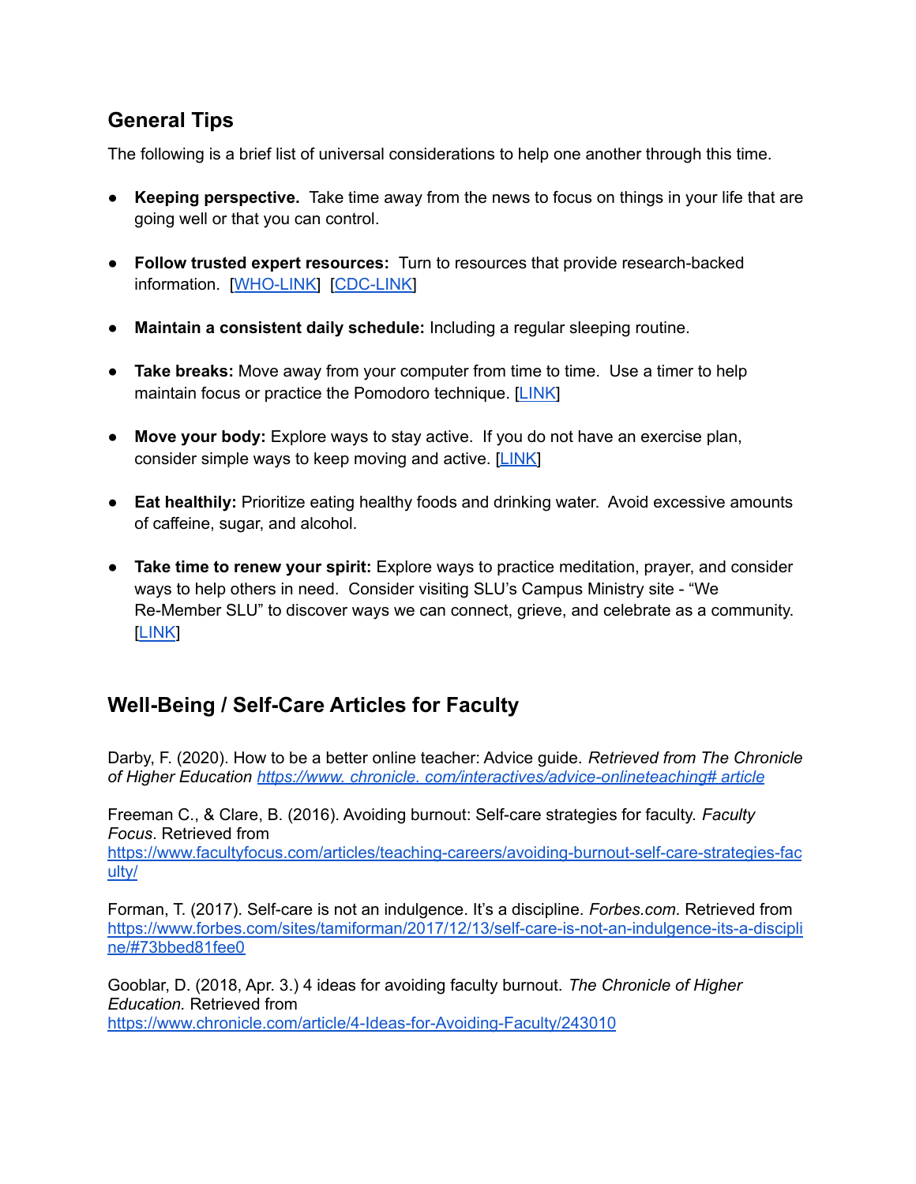## General Tips

The following is a brief list of universal considerations to help one another through this time.

- **Keeping perspective.** Take time away from the news to focus on things in your life that are going well or that you can control.
- **Follow trusted expert resources:** Turn to resources that provide research-backed information. [WHO-LINK] [CDC-LINK]
- **Maintain a consistent daily schedule:** Including a regular sleeping routine.
- **Take breaks:** Move away from your computer from time to time. Use a timer to help maintain focus or practice the Pomodoro technique. [LINK]
- **Move your body:** Explore ways to stay active. If you do not have an exercise plan, consider simple ways to keep moving and active. [LINK]
- **Eat healthily:** Prioritize eating healthy foods and drinking water. Avoid excessive amounts of caffeine, sugar, and alcohol.
- **Take time to renew your spirit:** Explore ways to practice meditation, prayer, and consider ways to help others in need. Consider visiting SLU's Campus Ministry site - "We Re-Member SLU" to discover ways we can connect, grieve, and celebrate as a community. [LINK]

## Well-Being / Self-Care Articles for Faculty

Darby, F. (2020). How to be a better online teacher: Advice guide. *Retrieved from The Chronicle of Higher Education https://www. chronicle. com/interactives/advice-onlineteaching# article*

Freeman C., & Clare, B. (2016). Avoiding burnout: Self-care strategies for faculty. *Faculty Focus*. Retrieved from https://www.facultyfocus.com/articles/teaching-careers/avoiding-burnout-self-care-strategies-faculty/

Forman, T. (2017). Self-care is not an indulgence. It's a discipline. *Forbes.com*. Retrieved from https://www.forbes.com/sites/tamiforman/2017/12/13/self-care-is-not-an-indulgence-its-a-discipline/#73bbed81fee0

Gooblar, D. (2018, Apr. 3.) 4 ideas for avoiding faculty burnout. *The Chronicle of Higher Education.* Retrieved from https://www.chronicle.com/article/4-Ideas-for-Avoiding-Faculty/243010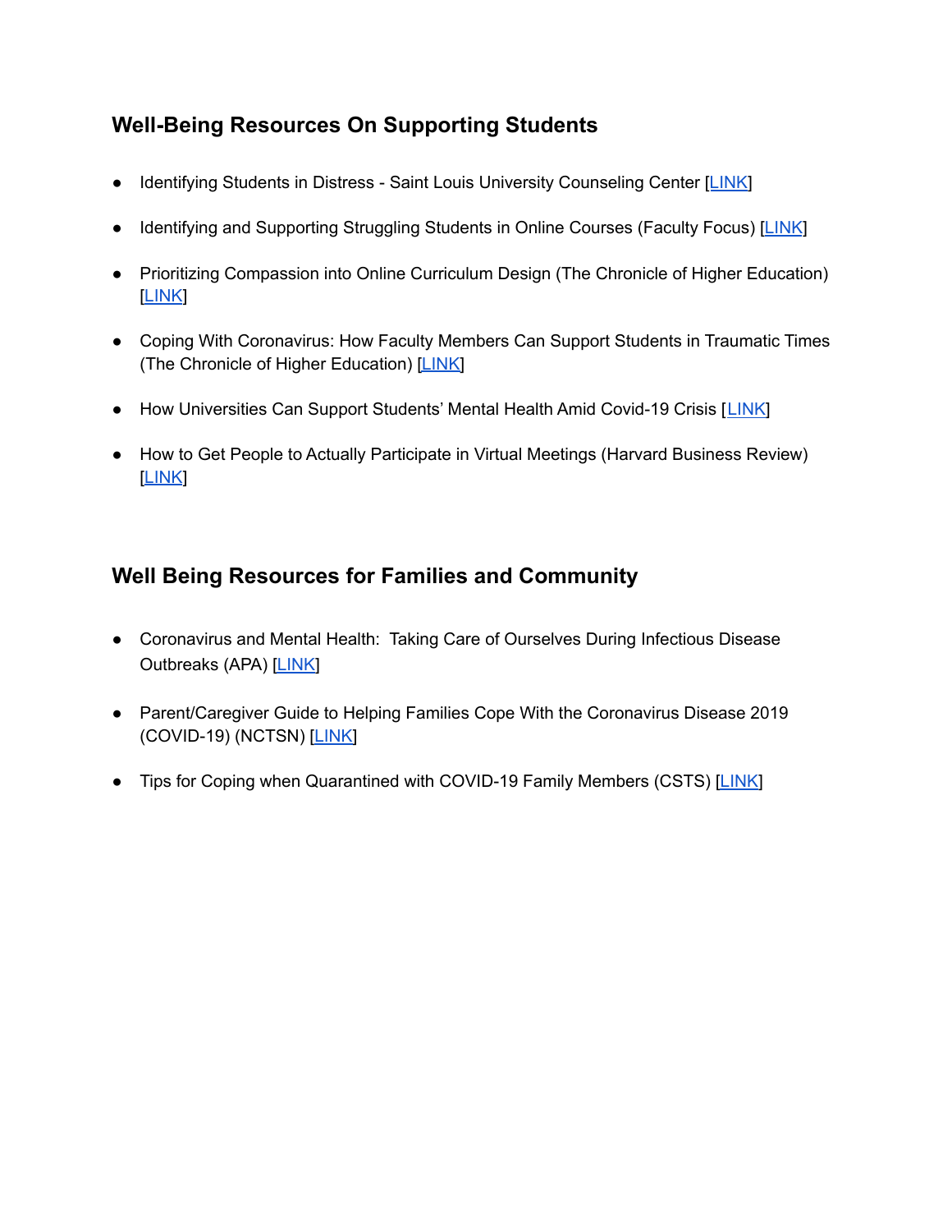## Well-Being Resources On Supporting Students

- Identifying Students in Distress - Saint Louis University Counseling Center [LINK]
- Identifying and Supporting Struggling Students in Online Courses (Faculty Focus) [LINK]
- Prioritizing Compassion into Online Curriculum Design (The Chronicle of Higher Education) [LINK]
- Coping With Coronavirus: How Faculty Members Can Support Students in Traumatic Times (The Chronicle of Higher Education) [LINK]
- How Universities Can Support Students' Mental Health Amid Covid-19 Crisis [LINK]
- How to Get People to Actually Participate in Virtual Meetings (Harvard Business Review) [LINK]

## Well Being Resources for Families and Community

- Coronavirus and Mental Health: Taking Care of Ourselves During Infectious Disease Outbreaks (APA) [LINK]
- Parent/Caregiver Guide to Helping Families Cope With the Coronavirus Disease 2019 (COVID-19) (NCTSN) [LINK]
- Tips for Coping when Quarantined with COVID-19 Family Members (CSTS) [LINK]